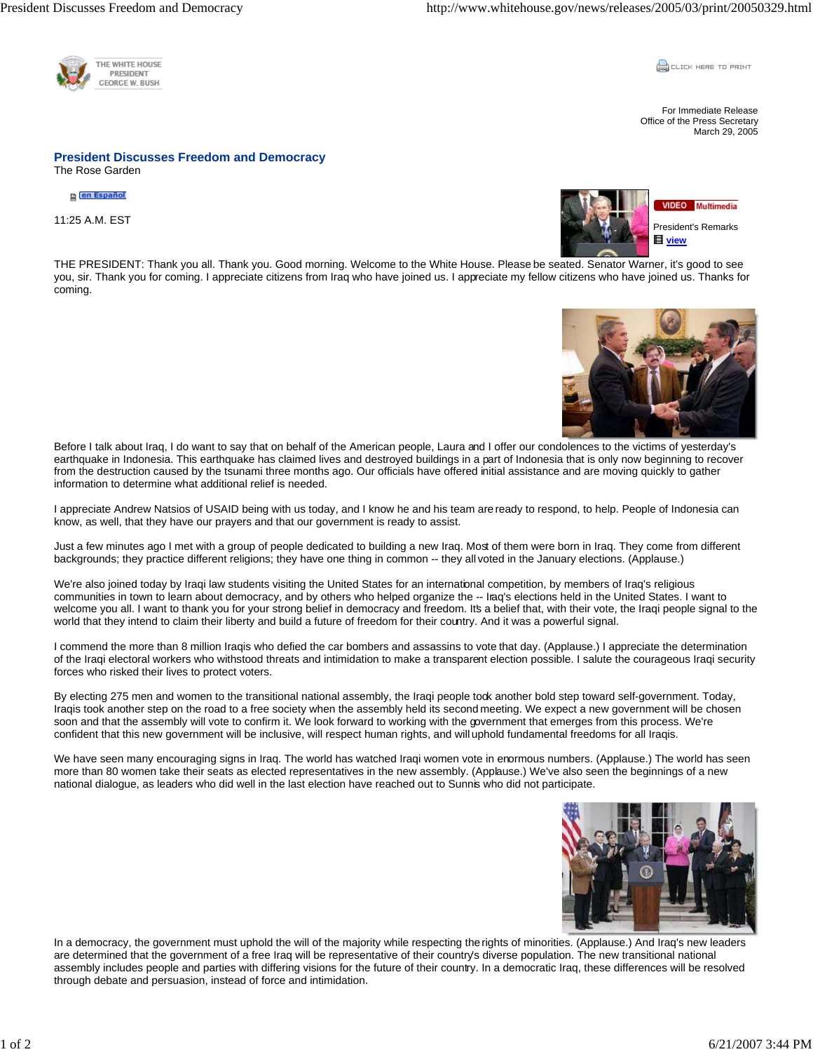THE WHITE HOUSE
PRESIDENT
GEORGE W. BUSH

CLICK HERE TO PRINT

For Immediate Release
Office of the Press Secretary
March 29, 2005

# President Discusses Freedom and Democracy

The Rose Garden

en Español

11:25 A.M. EST

VIDEO Multimedia

President's Remarks
view

THE PRESIDENT: Thank you all. Thank you. Good morning. Welcome to the White House. Please be seated. Senator Warner, it's good to see you, sir. Thank you for coming. I appreciate citizens from Iraq who have joined us. I appreciate my fellow citizens who have joined us. Thanks for coming.

Before I talk about Iraq, I do want to say that on behalf of the American people, Laura and I offer our condolences to the victims of yesterday's earthquake in Indonesia. This earthquake has claimed lives and destroyed buildings in a part of Indonesia that is only now beginning to recover from the destruction caused by the tsunami three months ago. Our officials have offered initial assistance and are moving quickly to gather information to determine what additional relief is needed.

I appreciate Andrew Natsios of USAID being with us today, and I know he and his team are ready to respond, to help. People of Indonesia can know, as well, that they have our prayers and that our government is ready to assist.

Just a few minutes ago I met with a group of people dedicated to building a new Iraq. Most of them were born in Iraq. They come from different backgrounds; they practice different religions; they have one thing in common -- they all voted in the January elections. (Applause.)

We're also joined today by Iraqi law students visiting the United States for an international competition, by members of Iraq's religious communities in town to learn about democracy, and by others who helped organize the -- Iraq's elections held in the United States. I want to welcome you all. I want to thank you for your strong belief in democracy and freedom. It's a belief that, with their vote, the Iraqi people signal to the world that they intend to claim their liberty and build a future of freedom for their country. And it was a powerful signal.

I commend the more than 8 million Iraqis who defied the car bombers and assassins to vote that day. (Applause.) I appreciate the determination of the Iraqi electoral workers who withstood threats and intimidation to make a transparent election possible. I salute the courageous Iraqi security forces who risked their lives to protect voters.

By electing 275 men and women to the transitional national assembly, the Iraqi people took another bold step toward self-government. Today, Iraqis took another step on the road to a free society when the assembly held its second meeting. We expect a new government will be chosen soon and that the assembly will vote to confirm it. We look forward to working with the government that emerges from this process. We're confident that this new government will be inclusive, will respect human rights, and will uphold fundamental freedoms for all Iraqis.

We have seen many encouraging signs in Iraq. The world has watched Iraqi women vote in enormous numbers. (Applause.) The world has seen more than 80 women take their seats as elected representatives in the new assembly. (Applause.) We've also seen the beginnings of a new national dialogue, as leaders who did well in the last election have reached out to Sunnis who did not participate.

In a democracy, the government must uphold the will of the majority while respecting the rights of minorities. (Applause.) And Iraq's new leaders are determined that the government of a free Iraq will be representative of their country's diverse population. The new transitional national assembly includes people and parties with differing visions for the future of their country. In a democratic Iraq, these differences will be resolved through debate and persuasion, instead of force and intimidation.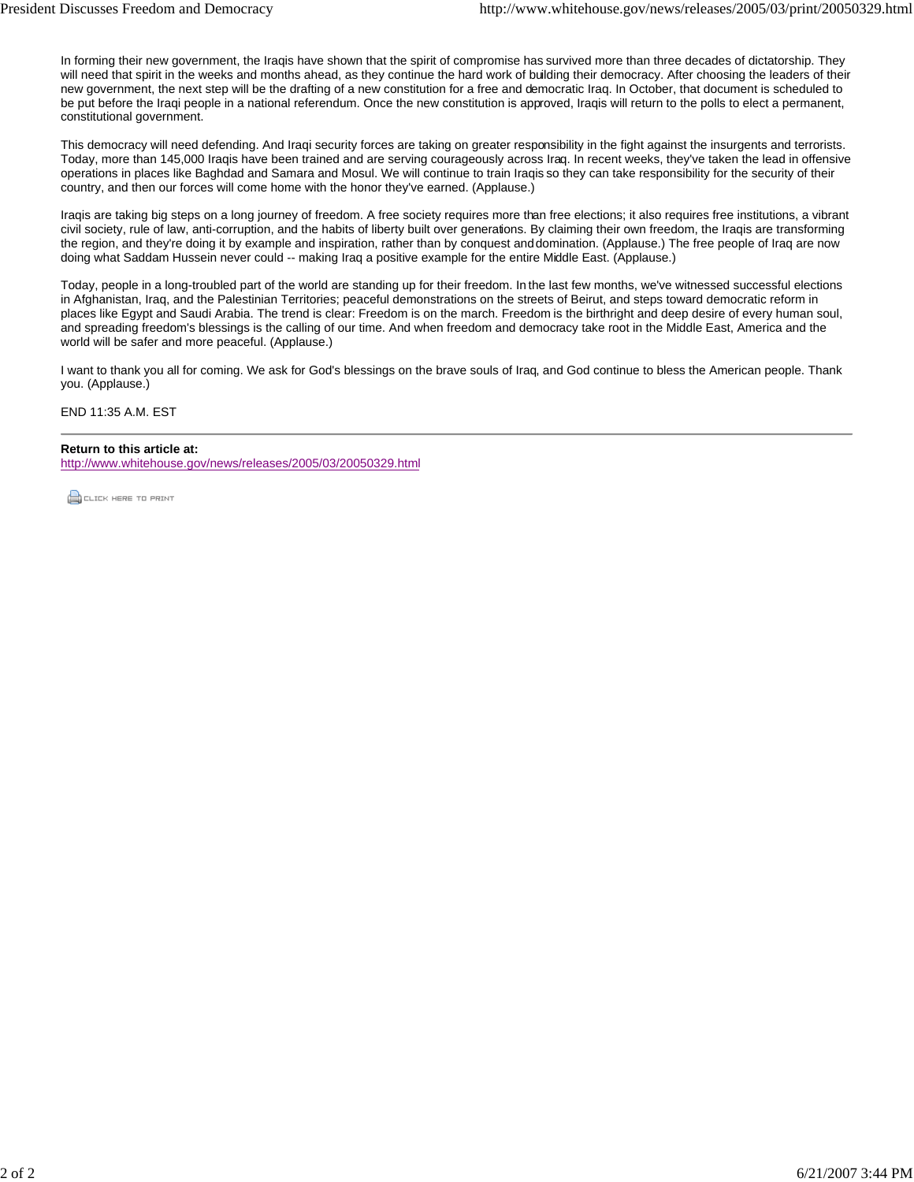In forming their new government, the Iraqis have shown that the spirit of compromise has survived more than three decades of dictatorship. They will need that spirit in the weeks and months ahead, as they continue the hard work of building their democracy. After choosing the leaders of their new government, the next step will be the drafting of a new constitution for a free and democratic Iraq. In October, that document is scheduled to be put before the Iraqi people in a national referendum. Once the new constitution is approved, Iraqis will return to the polls to elect a permanent, constitutional government.

This democracy will need defending. And Iraqi security forces are taking on greater responsibility in the fight against the insurgents and terrorists. Today, more than 145,000 Iraqis have been trained and are serving courageously across Iraq. In recent weeks, they've taken the lead in offensive operations in places like Baghdad and Samara and Mosul. We will continue to train Iraqis so they can take responsibility for the security of their country, and then our forces will come home with the honor they've earned. (Applause.)

Iraqis are taking big steps on a long journey of freedom. A free society requires more than free elections; it also requires free institutions, a vibrant civil society, rule of law, anti-corruption, and the habits of liberty built over generations. By claiming their own freedom, the Iraqis are transforming the region, and they're doing it by example and inspiration, rather than by conquest and domination. (Applause.) The free people of Iraq are now doing what Saddam Hussein never could -- making Iraq a positive example for the entire Middle East. (Applause.)

Today, people in a long-troubled part of the world are standing up for their freedom. In the last few months, we've witnessed successful elections in Afghanistan, Iraq, and the Palestinian Territories; peaceful demonstrations on the streets of Beirut, and steps toward democratic reform in places like Egypt and Saudi Arabia. The trend is clear: Freedom is on the march. Freedom is the birthright and deep desire of every human soul, and spreading freedom's blessings is the calling of our time. And when freedom and democracy take root in the Middle East, America and the world will be safer and more peaceful. (Applause.)

I want to thank you all for coming. We ask for God's blessings on the brave souls of Iraq, and God continue to bless the American people. Thank you. (Applause.)

END 11:35 A.M. EST

---

**Return to this article at:**
http://www.whitehouse.gov/news/releases/2005/03/20050329.html

CLICK HERE TO PRINT